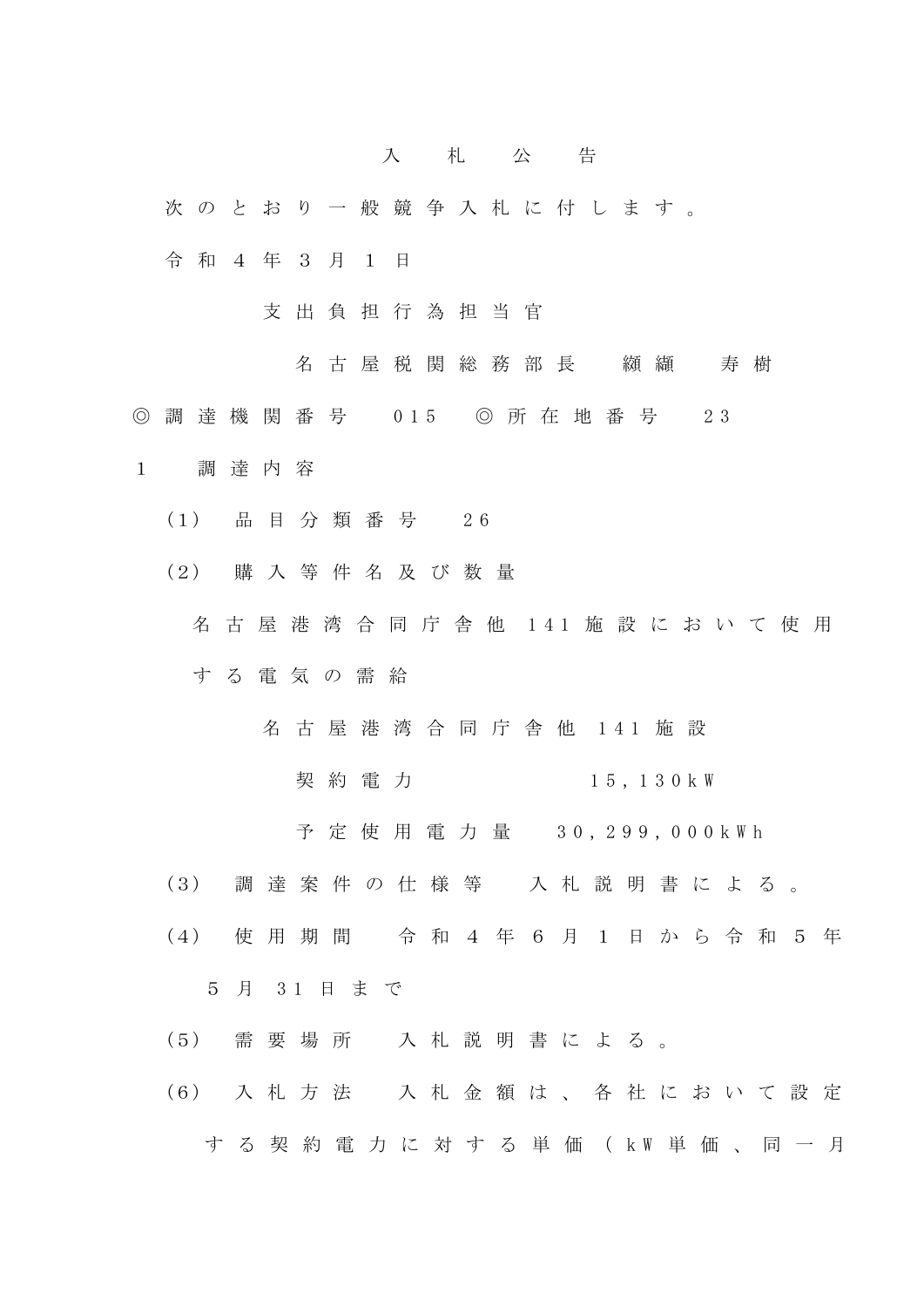# 入札公告

次のとおり一般競争入札に付します。

令和４年３月１日

支出負担行為担当官

名古屋税関総務部長　纐纈　寿樹

◎調達機関番号　015　◎所在地番号　23

１　調達内容

（1）　品目分類番号　26

（2）　購入等件名及び数量

名古屋港湾合同庁舎他 141 施設において使用する電気の需給

名古屋港湾合同庁舎他 141 施設

契約電力　15,130kW

予定使用電力量　30,299,000kWh

（3）　調達案件の仕様等　入札説明書による。

（4）　使用期間　令和４年６月１日から令和５年５月 31 日まで

（5）　需要場所　入札説明書による。

（6）　入札方法　入札金額は、各社において設定する契約電力に対する単価（kW 単価、同一月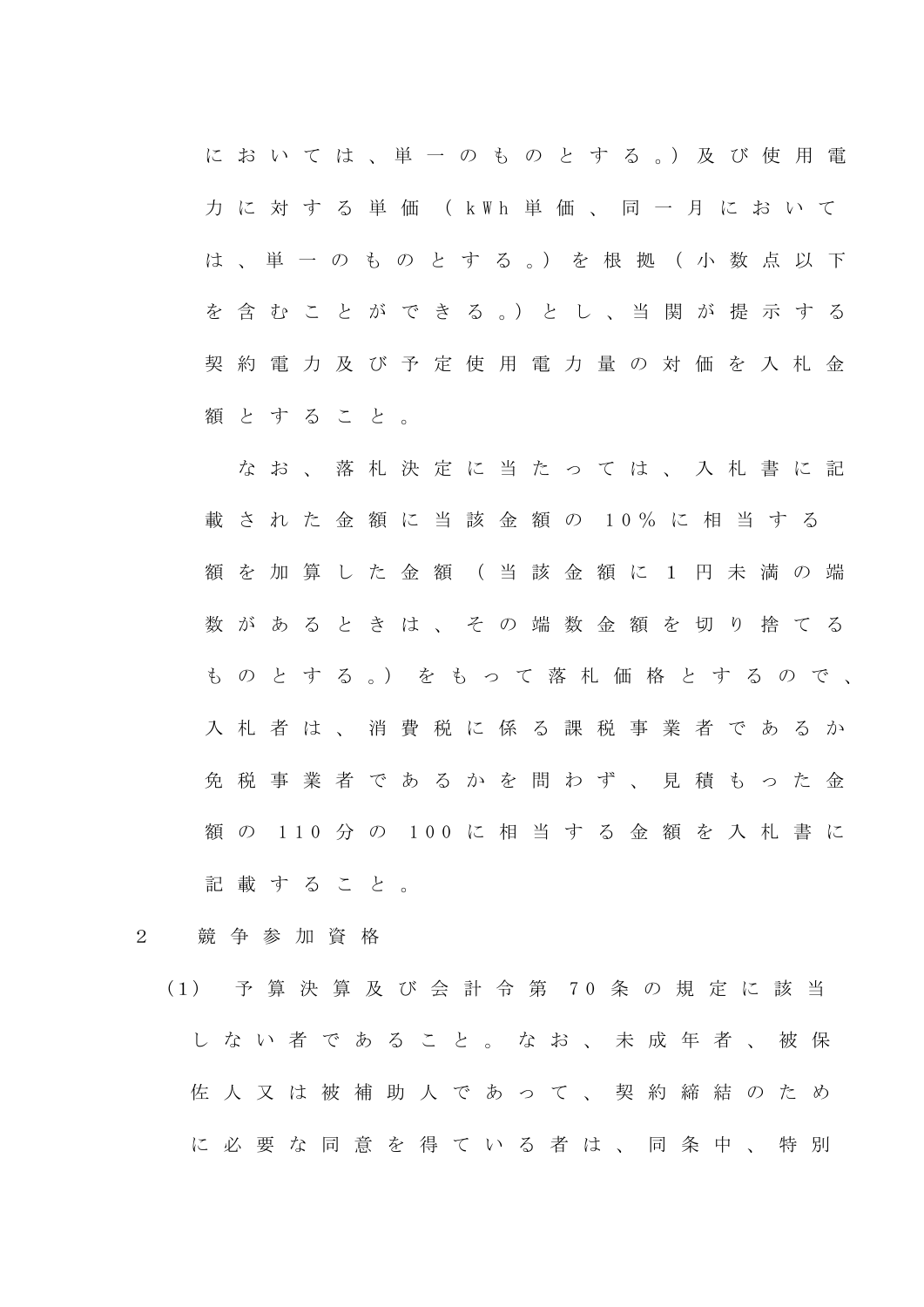においては、単一のものとする。）及び使用電力に対する単価（kWh単価、同一月においては、単一のものとする。）を根拠（小数点以下を含むことができる。）とし、当関が提示する契約電力及び予定使用電力量の対価を入札金額とすること。

なお、落札決定に当たっては、入札書に記載された金額に当該金額の10％に相当する額を加算した金額（当該金額に1円未満の端数があるときは、その端数金額を切り捨てるものとする。）をもって落札価格とするので、入札者は、消費税に係る課税事業者であるか免税事業者であるかを問わず、見積もった金額の110分の100に相当する金額を入札書に記載すること。

2　競争参加資格

(1)　予算決算及び会計令第70条の規定に該当しない者であること。なお、未成年者、被保佐人又は被補助人であって、契約締結のために必要な同意を得ている者は、同条中、特別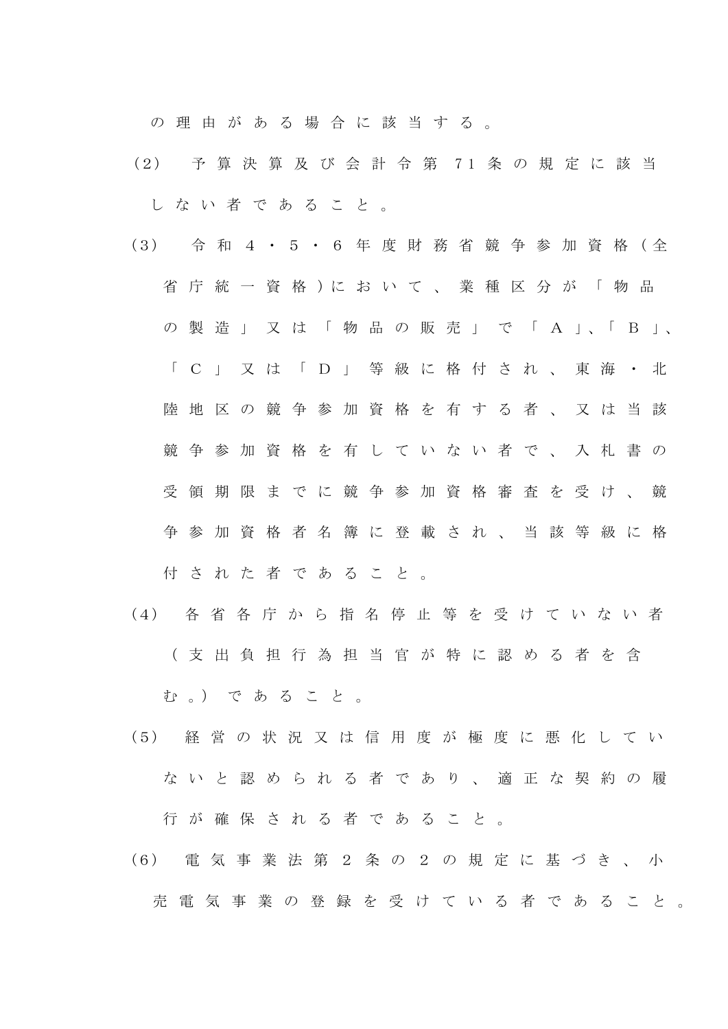の理由がある場合に該当する。

(2) 予算決算及び会計令第71条の規定に該当しない者であること。

(3) 令和4・5・6年度財務省競争参加資格（全省庁統一資格）において、業種区分が「物品の製造」又は「物品の販売」で「Ａ」、「Ｂ」、「Ｃ」又は「Ｄ」等級に格付され、東海・北陸地区の競争参加資格を有する者、又は当該競争参加資格を有していない者で、入札書の受領期限までに競争参加資格審査を受け、競争参加資格者名簿に登載され、当該等級に格付された者であること。

(4) 各省各庁から指名停止等を受けていない者（支出負担行為担当官が特に認める者を含む。）であること。

(5) 経営の状況又は信用度が極度に悪化していないと認められる者であり、適正な契約の履行が確保される者であること。

(6) 電気事業法第2条の2の規定に基づき、小売電気事業の登録を受けている者であること。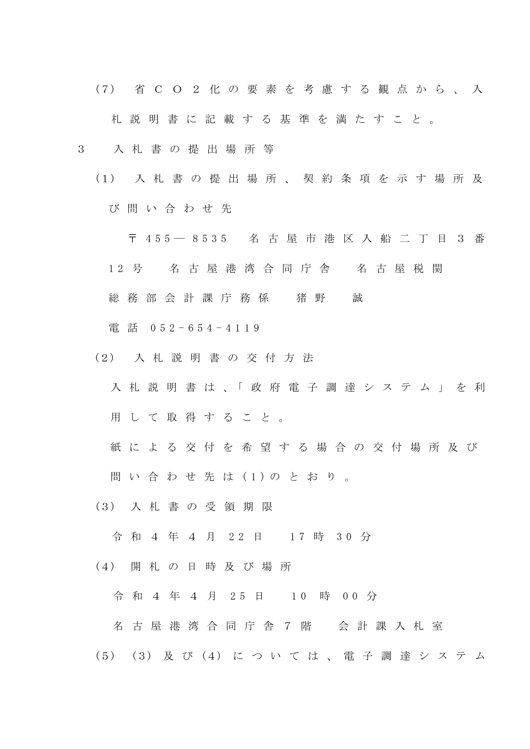（7） 省ＣＯ２化の要素を考慮する観点から、入札説明書に記載する基準を満たすこと。

3　入札書の提出場所等

（1） 入札書の提出場所、契約条項を示す場所及び問い合わせ先

〒455―8535　名古屋市港区入船二丁目3番12号　名古屋港湾合同庁舎　名古屋税関

総務部会計課庁務係　猪野　誠

電話 052-654-4119

（2） 入札説明書の交付方法

入札説明書は、「政府電子調達システム」を利用して取得すること。

紙による交付を希望する場合の交付場所及び問い合わせ先は(1)のとおり。

（3） 入札書の受領期限

令和4年4月22日　17時30分

（4） 開札の日時及び場所

令和4年4月25日　10時00分

名古屋港湾合同庁舎7階　会計課入札室

（5） (3)及び(4)については、電子調達システム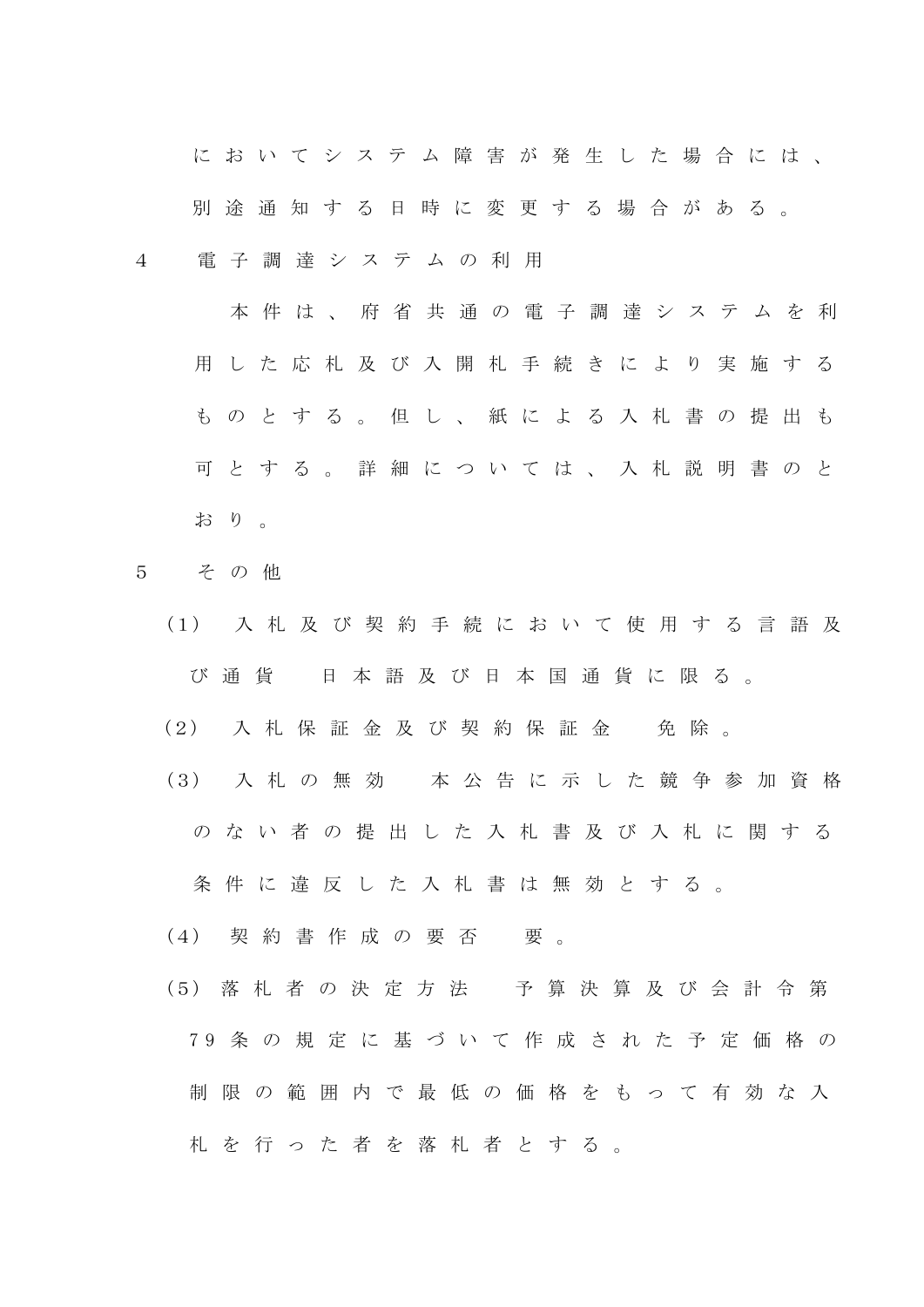においてシステム障害が発生した場合には、別途通知する日時に変更する場合がある。

4　電子調達システムの利用

本件は、府省共通の電子調達システムを利用した応札及び入開札手続きにより実施するものとする。但し、紙による入札書の提出も可とする。詳細については、入札説明書のとおり。

5　その他

(1)　入札及び契約手続において使用する言語及び通貨　日本語及び日本国通貨に限る。

(2)　入札保証金及び契約保証金　免除。

(3)　入札の無効　本公告に示した競争参加資格のない者の提出した入札書及び入札に関する条件に違反した入札書は無効とする。

(4)　契約書作成の要否　要。

(5)　落札者の決定方法　予算決算及び会計令第79条の規定に基づいて作成された予定価格の制限の範囲内で最低の価格をもって有効な入札を行った者を落札者とする。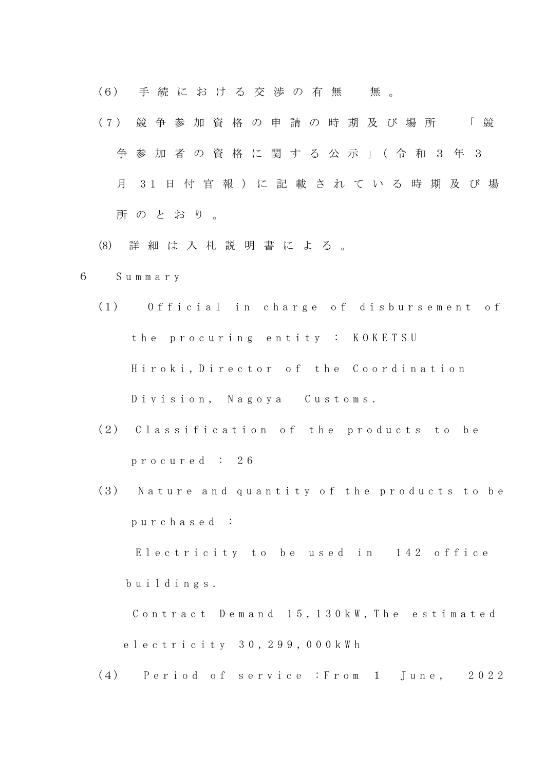(6) 手続における交渉の有無　無。

(7) 競争参加資格の申請の時期及び場所　「競争参加者の資格に関する公示」(令和3年3月31日付官報)に記載されている時期及び場所のとおり。

(8) 詳細は入札説明書による。

6 Summary

(1) Official in charge of disbursement of the procuring entity : KOKETSU Hiroki,Director of the Coordination Division, Nagoya Customs.

(2) Classification of the products to be procured : 26

(3) Nature and quantity of the products to be purchased :

Electricity to be used in 142 office buildings.

Contract Demand 15,130kW,The estimated electricity 30,299,000kWh

(4) Period of service :From 1 June, 2022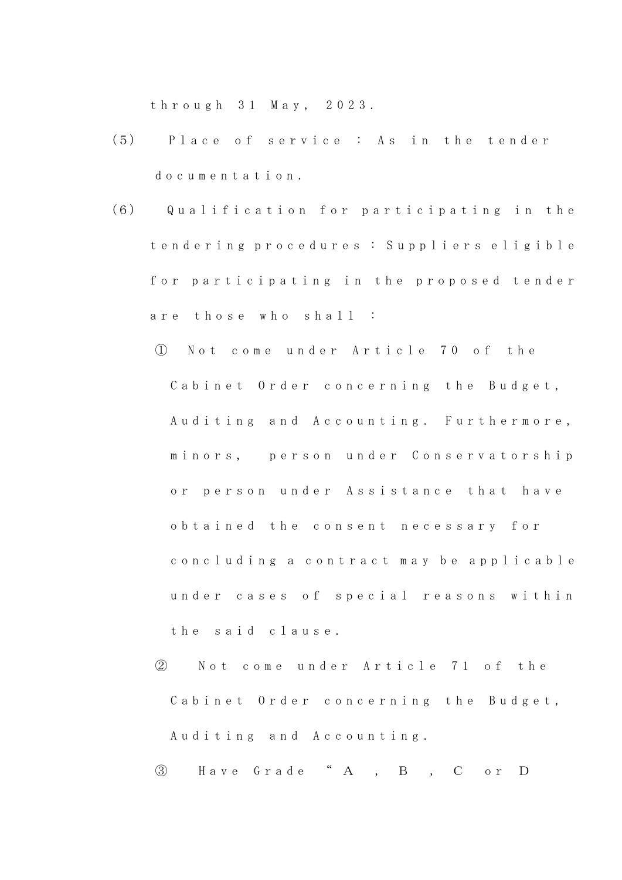through 31 May, 2023.

(5) Place of service : As in the tender documentation.

(6) Qualification for participating in the tendering procedures : Suppliers eligible for participating in the proposed tender are those who shall :

① Not come under Article 70 of the Cabinet Order concerning the Budget, Auditing and Accounting. Furthermore, minors, person under Conservatorship or person under Assistance that have obtained the consent necessary for concluding a contract may be applicable under cases of special reasons within the said clause.

② Not come under Article 71 of the Cabinet Order concerning the Budget, Auditing and Accounting.

③ Have Grade “A , B , C or D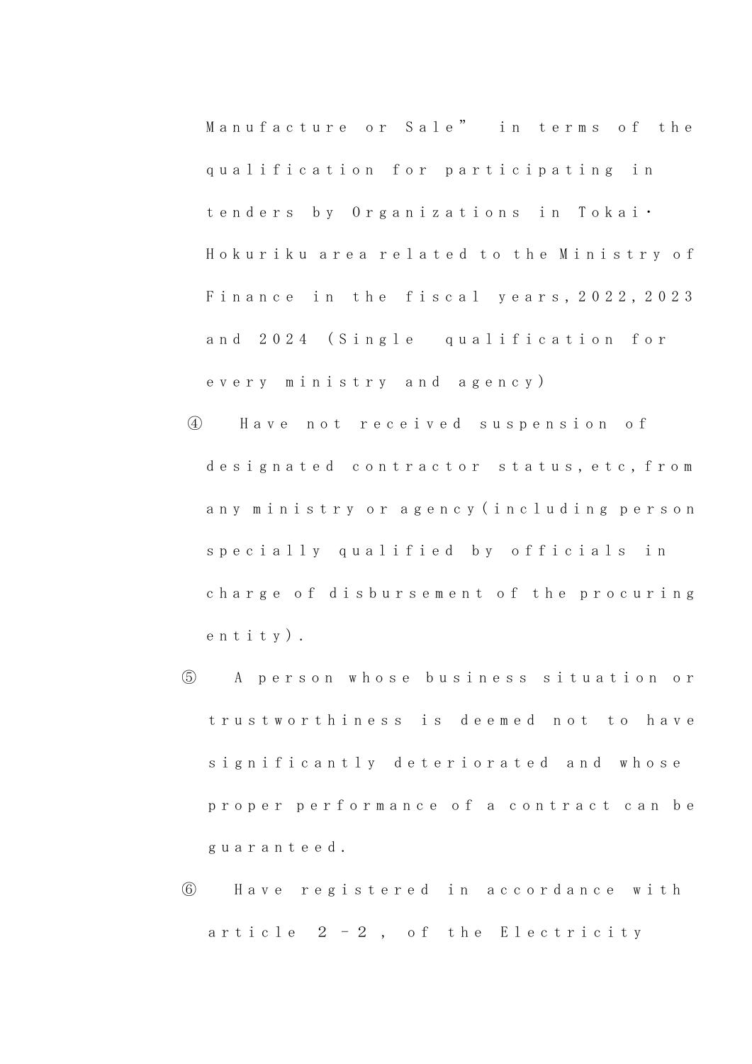Manufacture or Sale” in terms of the qualification for participating in tenders by Organizations in Tokai・Hokuriku area related to the Ministry of Finance in the fiscal years,2022,2023 and 2024 (Single qualification for every ministry and agency)

④ Have not received suspension of designated contractor status,etc,from any ministry or agency(including person specially qualified by officials in charge of disbursement of the procuring entity).

⑤ A person whose business situation or trustworthiness is deemed not to have significantly deteriorated and whose proper performance of a contract can be guaranteed.

⑥ Have registered in accordance with article 2－2, of the Electricity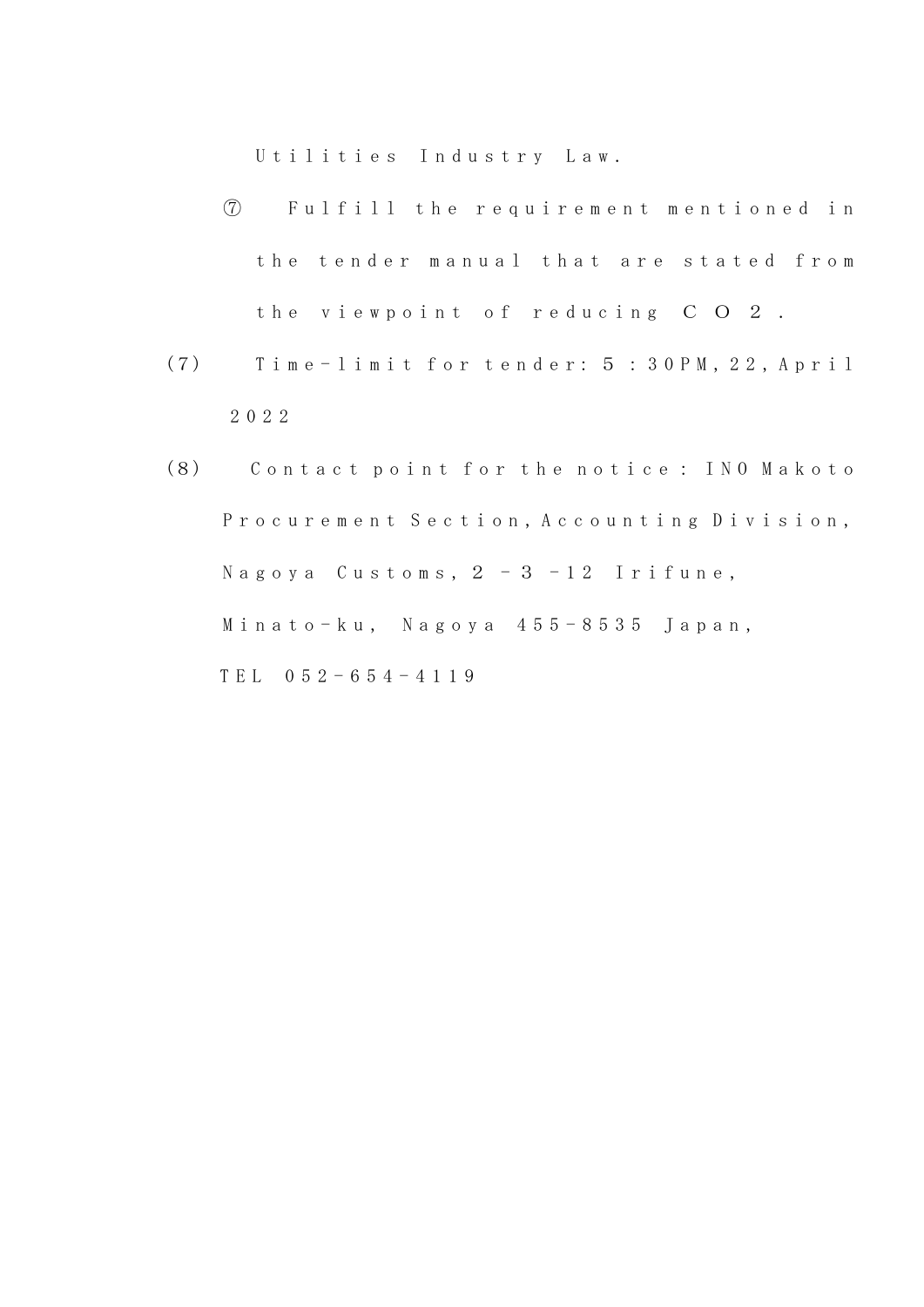Utilities Industry Law.

⑦ Fulfill the requirement mentioned in the tender manual that are stated from the viewpoint of reducing $CO_2$.

(7) Time-limit for tender: 5：30PM, 22, April 2022

(8) Contact point for the notice：INO Makoto Procurement Section, Accounting Division, Nagoya Customs, 2－3－12 Irifune, Minato-ku, Nagoya 455-8535 Japan, TEL 052-654-4119